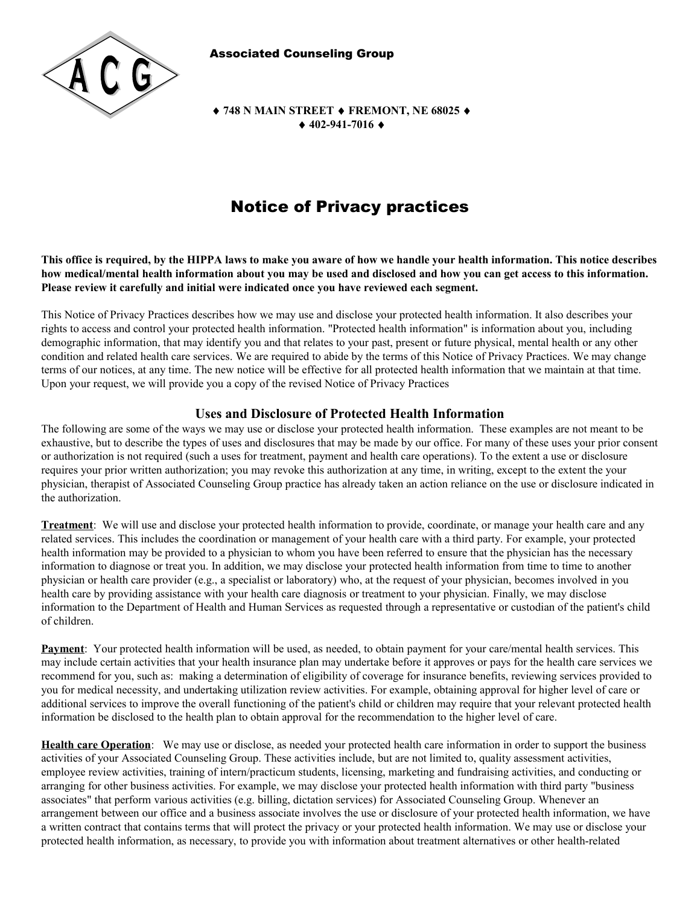A C G

Associated Counseling Group

♦ 748 N MAIN STREET ♦ FREMONT, NE 68025 ♦
♦ 402-941-7016 ♦

# Notice of Privacy practices

**This office is required, by the HIPPA laws to make you aware of how we handle your health information. This notice describes how medical/mental health information about you may be used and disclosed and how you can get access to this information. Please review it carefully and initial were indicated once you have reviewed each segment.**

This Notice of Privacy Practices describes how we may use and disclose your protected health information. It also describes your rights to access and control your protected health information. "Protected health information" is information about you, including demographic information, that may identify you and that relates to your past, present or future physical, mental health or any other condition and related health care services. We are required to abide by the terms of this Notice of Privacy Practices. We may change terms of our notices, at any time. The new notice will be effective for all protected health information that we maintain at that time. Upon your request, we will provide you a copy of the revised Notice of Privacy Practices

## Uses and Disclosure of Protected Health Information

The following are some of the ways we may use or disclose your protected health information. These examples are not meant to be exhaustive, but to describe the types of uses and disclosures that may be made by our office. For many of these uses your prior consent or authorization is not required (such a uses for treatment, payment and health care operations). To the extent a use or disclosure requires your prior written authorization; you may revoke this authorization at any time, in writing, except to the extent the your physician, therapist of Associated Counseling Group practice has already taken an action reliance on the use or disclosure indicated in the authorization.

**Treatment**: We will use and disclose your protected health information to provide, coordinate, or manage your health care and any related services. This includes the coordination or management of your health care with a third party. For example, your protected health information may be provided to a physician to whom you have been referred to ensure that the physician has the necessary information to diagnose or treat you. In addition, we may disclose your protected health information from time to time to another physician or health care provider (e.g., a specialist or laboratory) who, at the request of your physician, becomes involved in you health care by providing assistance with your health care diagnosis or treatment to your physician. Finally, we may disclose information to the Department of Health and Human Services as requested through a representative or custodian of the patient's child of children.

**Payment**: Your protected health information will be used, as needed, to obtain payment for your care/mental health services. This may include certain activities that your health insurance plan may undertake before it approves or pays for the health care services we recommend for you, such as: making a determination of eligibility of coverage for insurance benefits, reviewing services provided to you for medical necessity, and undertaking utilization review activities. For example, obtaining approval for higher level of care or additional services to improve the overall functioning of the patient's child or children may require that your relevant protected health information be disclosed to the health plan to obtain approval for the recommendation to the higher level of care.

**Health care Operation**: We may use or disclose, as needed your protected health care information in order to support the business activities of your Associated Counseling Group. These activities include, but are not limited to, quality assessment activities, employee review activities, training of intern/practicum students, licensing, marketing and fundraising activities, and conducting or arranging for other business activities. For example, we may disclose your protected health information with third party "business associates" that perform various activities (e.g. billing, dictation services) for Associated Counseling Group. Whenever an arrangement between our office and a business associate involves the use or disclosure of your protected health information, we have a written contract that contains terms that will protect the privacy or your protected health information. We may use or disclose your protected health information, as necessary, to provide you with information about treatment alternatives or other health-related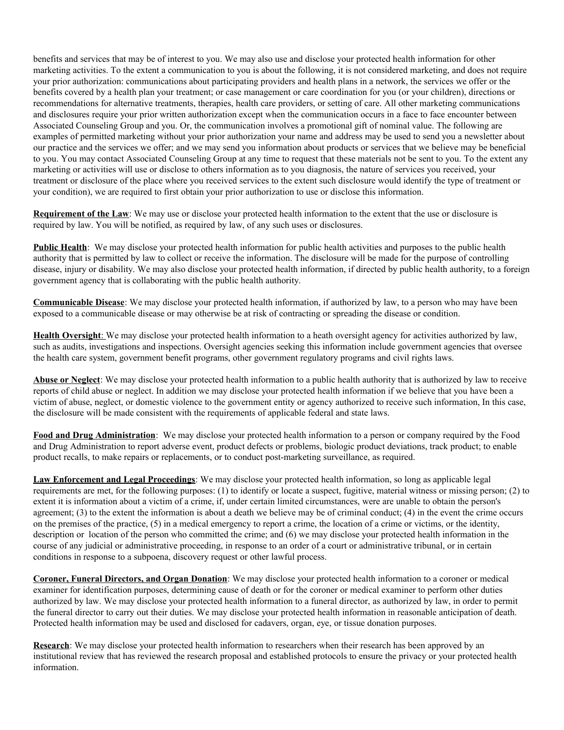benefits and services that may be of interest to you. We may also use and disclose your protected health information for other marketing activities. To the extent a communication to you is about the following, it is not considered marketing, and does not require your prior authorization: communications about participating providers and health plans in a network, the services we offer or the benefits covered by a health plan your treatment; or case management or care coordination for you (or your children), directions or recommendations for alternative treatments, therapies, health care providers, or setting of care. All other marketing communications and disclosures require your prior written authorization except when the communication occurs in a face to face encounter between Associated Counseling Group and you. Or, the communication involves a promotional gift of nominal value. The following are examples of permitted marketing without your prior authorization your name and address may be used to send you a newsletter about our practice and the services we offer; and we may send you information about products or services that we believe may be beneficial to you. You may contact Associated Counseling Group at any time to request that these materials not be sent to you. To the extent any marketing or activities will use or disclose to others information as to you diagnosis, the nature of services you received, your treatment or disclosure of the place where you received services to the extent such disclosure would identify the type of treatment or your condition), we are required to first obtain your prior authorization to use or disclose this information.

**Requirement of the Law**: We may use or disclose your protected health information to the extent that the use or disclosure is required by law. You will be notified, as required by law, of any such uses or disclosures.

**Public Health**: We may disclose your protected health information for public health activities and purposes to the public health authority that is permitted by law to collect or receive the information. The disclosure will be made for the purpose of controlling disease, injury or disability. We may also disclose your protected health information, if directed by public health authority, to a foreign government agency that is collaborating with the public health authority.

**Communicable Disease**: We may disclose your protected health information, if authorized by law, to a person who may have been exposed to a communicable disease or may otherwise be at risk of contracting or spreading the disease or condition.

**Health Oversight**: We may disclose your protected health information to a heath oversight agency for activities authorized by law, such as audits, investigations and inspections. Oversight agencies seeking this information include government agencies that oversee the health care system, government benefit programs, other government regulatory programs and civil rights laws.

**Abuse or Neglect**: We may disclose your protected health information to a public health authority that is authorized by law to receive reports of child abuse or neglect. In addition we may disclose your protected health information if we believe that you have been a victim of abuse, neglect, or domestic violence to the government entity or agency authorized to receive such information, In this case, the disclosure will be made consistent with the requirements of applicable federal and state laws.

**Food and Drug Administration**: We may disclose your protected health information to a person or company required by the Food and Drug Administration to report adverse event, product defects or problems, biologic product deviations, track product; to enable product recalls, to make repairs or replacements, or to conduct post-marketing surveillance, as required.

**Law Enforcement and Legal Proceedings**: We may disclose your protected health information, so long as applicable legal requirements are met, for the following purposes: (1) to identify or locate a suspect, fugitive, material witness or missing person; (2) to extent it is information about a victim of a crime, if, under certain limited circumstances, were are unable to obtain the person's agreement; (3) to the extent the information is about a death we believe may be of criminal conduct; (4) in the event the crime occurs on the premises of the practice, (5) in a medical emergency to report a crime, the location of a crime or victims, or the identity, description or location of the person who committed the crime; and (6) we may disclose your protected health information in the course of any judicial or administrative proceeding, in response to an order of a court or administrative tribunal, or in certain conditions in response to a subpoena, discovery request or other lawful process.

**Coroner, Funeral Directors, and Organ Donation**: We may disclose your protected health information to a coroner or medical examiner for identification purposes, determining cause of death or for the coroner or medical examiner to perform other duties authorized by law. We may disclose your protected health information to a funeral director, as authorized by law, in order to permit the funeral director to carry out their duties. We may disclose your protected health information in reasonable anticipation of death. Protected health information may be used and disclosed for cadavers, organ, eye, or tissue donation purposes.

**Research**: We may disclose your protected health information to researchers when their research has been approved by an institutional review that has reviewed the research proposal and established protocols to ensure the privacy or your protected health information.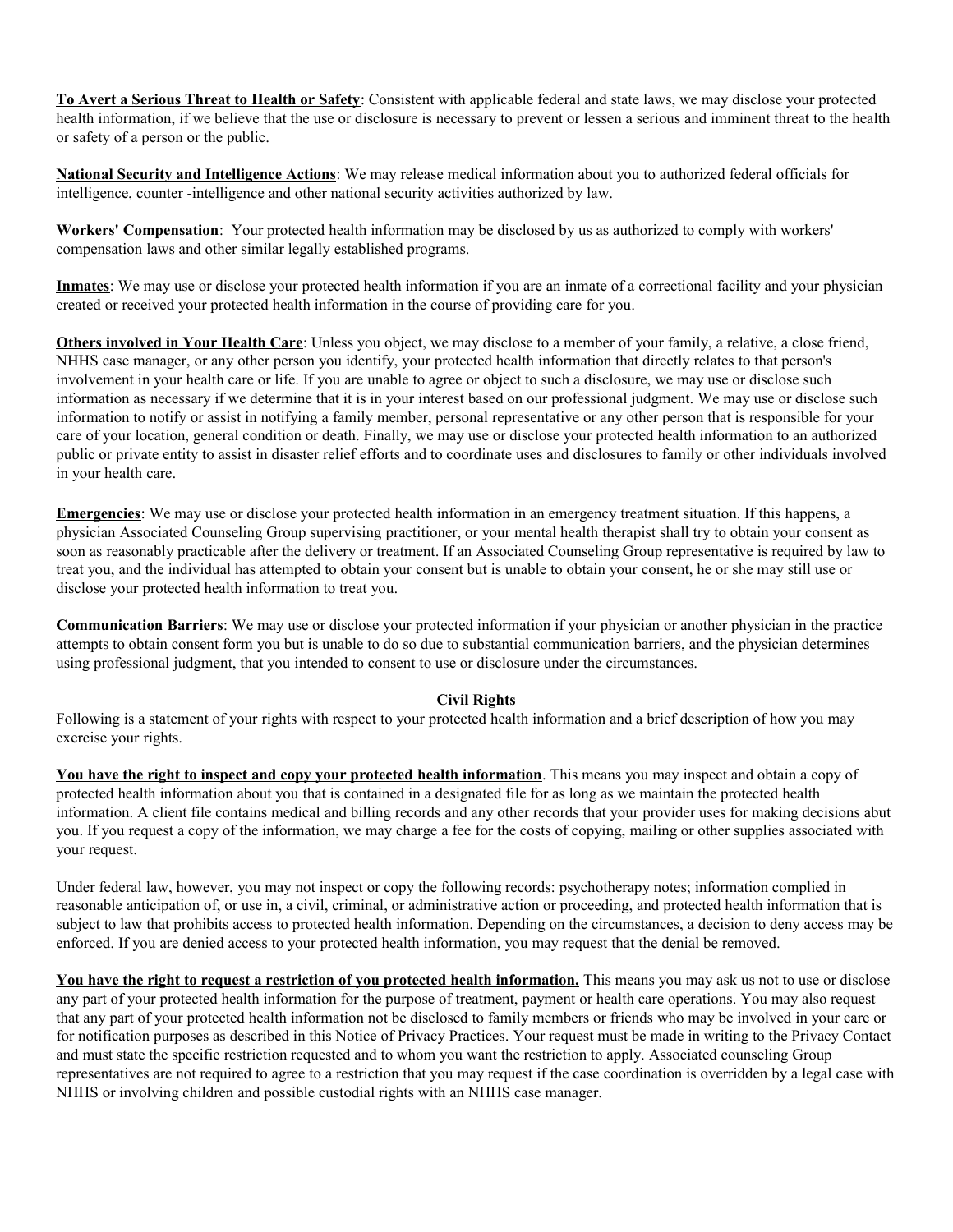**To Avert a Serious Threat to Health or Safety**: Consistent with applicable federal and state laws, we may disclose your protected health information, if we believe that the use or disclosure is necessary to prevent or lessen a serious and imminent threat to the health or safety of a person or the public.

**National Security and Intelligence Actions**: We may release medical information about you to authorized federal officials for intelligence, counter -intelligence and other national security activities authorized by law.

**Workers' Compensation**: Your protected health information may be disclosed by us as authorized to comply with workers' compensation laws and other similar legally established programs.

**Inmates**: We may use or disclose your protected health information if you are an inmate of a correctional facility and your physician created or received your protected health information in the course of providing care for you.

**Others involved in Your Health Care**: Unless you object, we may disclose to a member of your family, a relative, a close friend, NHHS case manager, or any other person you identify, your protected health information that directly relates to that person's involvement in your health care or life. If you are unable to agree or object to such a disclosure, we may use or disclose such information as necessary if we determine that it is in your interest based on our professional judgment. We may use or disclose such information to notify or assist in notifying a family member, personal representative or any other person that is responsible for your care of your location, general condition or death. Finally, we may use or disclose your protected health information to an authorized public or private entity to assist in disaster relief efforts and to coordinate uses and disclosures to family or other individuals involved in your health care.

**Emergencies**: We may use or disclose your protected health information in an emergency treatment situation. If this happens, a physician Associated Counseling Group supervising practitioner, or your mental health therapist shall try to obtain your consent as soon as reasonably practicable after the delivery or treatment. If an Associated Counseling Group representative is required by law to treat you, and the individual has attempted to obtain your consent but is unable to obtain your consent, he or she may still use or disclose your protected health information to treat you.

**Communication Barriers**: We may use or disclose your protected information if your physician or another physician in the practice attempts to obtain consent form you but is unable to do so due to substantial communication barriers, and the physician determines using professional judgment, that you intended to consent to use or disclosure under the circumstances.

**Civil Rights**

Following is a statement of your rights with respect to your protected health information and a brief description of how you may exercise your rights.

**You have the right to inspect and copy your protected health information**. This means you may inspect and obtain a copy of protected health information about you that is contained in a designated file for as long as we maintain the protected health information. A client file contains medical and billing records and any other records that your provider uses for making decisions abut you. If you request a copy of the information, we may charge a fee for the costs of copying, mailing or other supplies associated with your request.

Under federal law, however, you may not inspect or copy the following records: psychotherapy notes; information complied in reasonable anticipation of, or use in, a civil, criminal, or administrative action or proceeding, and protected health information that is subject to law that prohibits access to protected health information. Depending on the circumstances, a decision to deny access may be enforced. If you are denied access to your protected health information, you may request that the denial be removed.

**You have the right to request a restriction of you protected health information.** This means you may ask us not to use or disclose any part of your protected health information for the purpose of treatment, payment or health care operations. You may also request that any part of your protected health information not be disclosed to family members or friends who may be involved in your care or for notification purposes as described in this Notice of Privacy Practices. Your request must be made in writing to the Privacy Contact and must state the specific restriction requested and to whom you want the restriction to apply. Associated counseling Group representatives are not required to agree to a restriction that you may request if the case coordination is overridden by a legal case with NHHS or involving children and possible custodial rights with an NHHS case manager.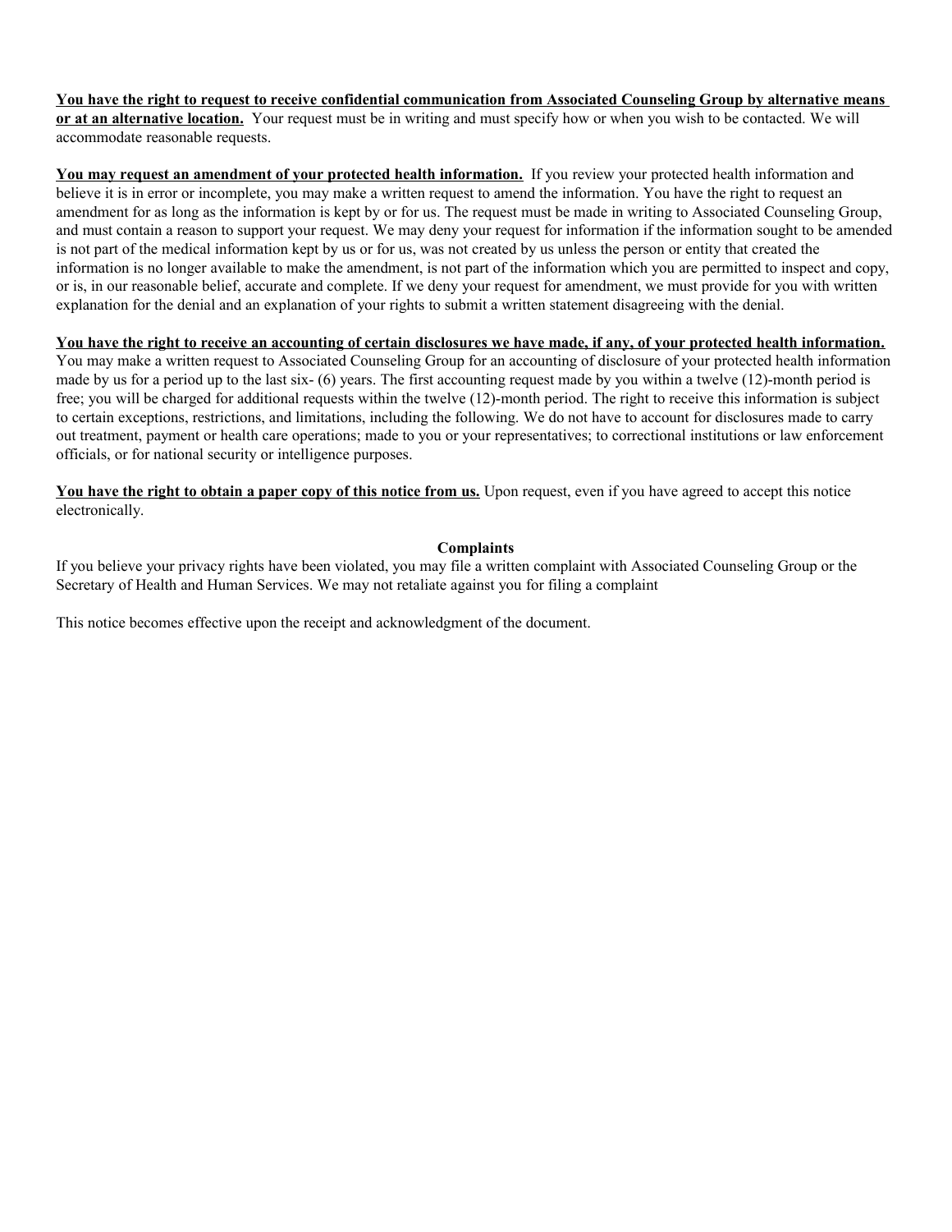**You have the right to request to receive confidential communication from Associated Counseling Group by alternative means or at an alternative location.** Your request must be in writing and must specify how or when you wish to be contacted. We will accommodate reasonable requests.

**You may request an amendment of your protected health information.** If you review your protected health information and believe it is in error or incomplete, you may make a written request to amend the information. You have the right to request an amendment for as long as the information is kept by or for us. The request must be made in writing to Associated Counseling Group, and must contain a reason to support your request. We may deny your request for information if the information sought to be amended is not part of the medical information kept by us or for us, was not created by us unless the person or entity that created the information is no longer available to make the amendment, is not part of the information which you are permitted to inspect and copy, or is, in our reasonable belief, accurate and complete. If we deny your request for amendment, we must provide for you with written explanation for the denial and an explanation of your rights to submit a written statement disagreeing with the denial.

**You have the right to receive an accounting of certain disclosures we have made, if any, of your protected health information.** You may make a written request to Associated Counseling Group for an accounting of disclosure of your protected health information made by us for a period up to the last six- (6) years. The first accounting request made by you within a twelve (12)-month period is free; you will be charged for additional requests within the twelve (12)-month period. The right to receive this information is subject to certain exceptions, restrictions, and limitations, including the following. We do not have to account for disclosures made to carry out treatment, payment or health care operations; made to you or your representatives; to correctional institutions or law enforcement officials, or for national security or intelligence purposes.

**You have the right to obtain a paper copy of this notice from us.** Upon request, even if you have agreed to accept this notice electronically.

**Complaints**

If you believe your privacy rights have been violated, you may file a written complaint with Associated Counseling Group or the Secretary of Health and Human Services. We may not retaliate against you for filing a complaint

This notice becomes effective upon the receipt and acknowledgment of the document.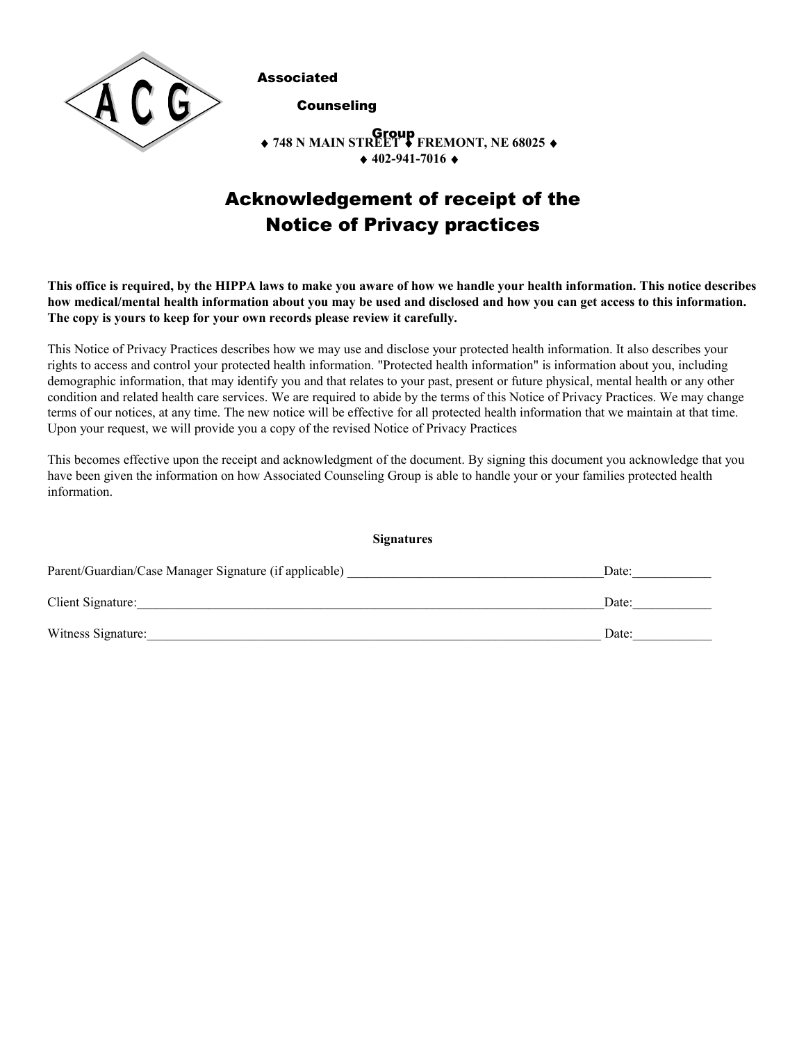Associated

Counseling

Group

♦ 748 N MAIN STREET ♦ FREMONT, NE 68025 ♦
♦ 402-941-7016 ♦

# Acknowledgement of receipt of the Notice of Privacy practices

**This office is required, by the HIPPA laws to make you aware of how we handle your health information. This notice describes how medical/mental health information about you may be used and disclosed and how you can get access to this information. The copy is yours to keep for your own records please review it carefully.**

This Notice of Privacy Practices describes how we may use and disclose your protected health information. It also describes your rights to access and control your protected health information. "Protected health information" is information about you, including demographic information, that may identify you and that relates to your past, present or future physical, mental health or any other condition and related health care services. We are required to abide by the terms of this Notice of Privacy Practices. We may change terms of our notices, at any time. The new notice will be effective for all protected health information that we maintain at that time. Upon your request, we will provide you a copy of the revised Notice of Privacy Practices

This becomes effective upon the receipt and acknowledgment of the document. By signing this document you acknowledge that you have been given the information on how Associated Counseling Group is able to handle your or your families protected health information.

**Signatures**

Parent/Guardian/Case Manager Signature (if applicable) ________________________________________Date:____________

Client Signature:________________________________________________________________________Date:____________

Witness Signature:______________________________________________________________________ Date:____________